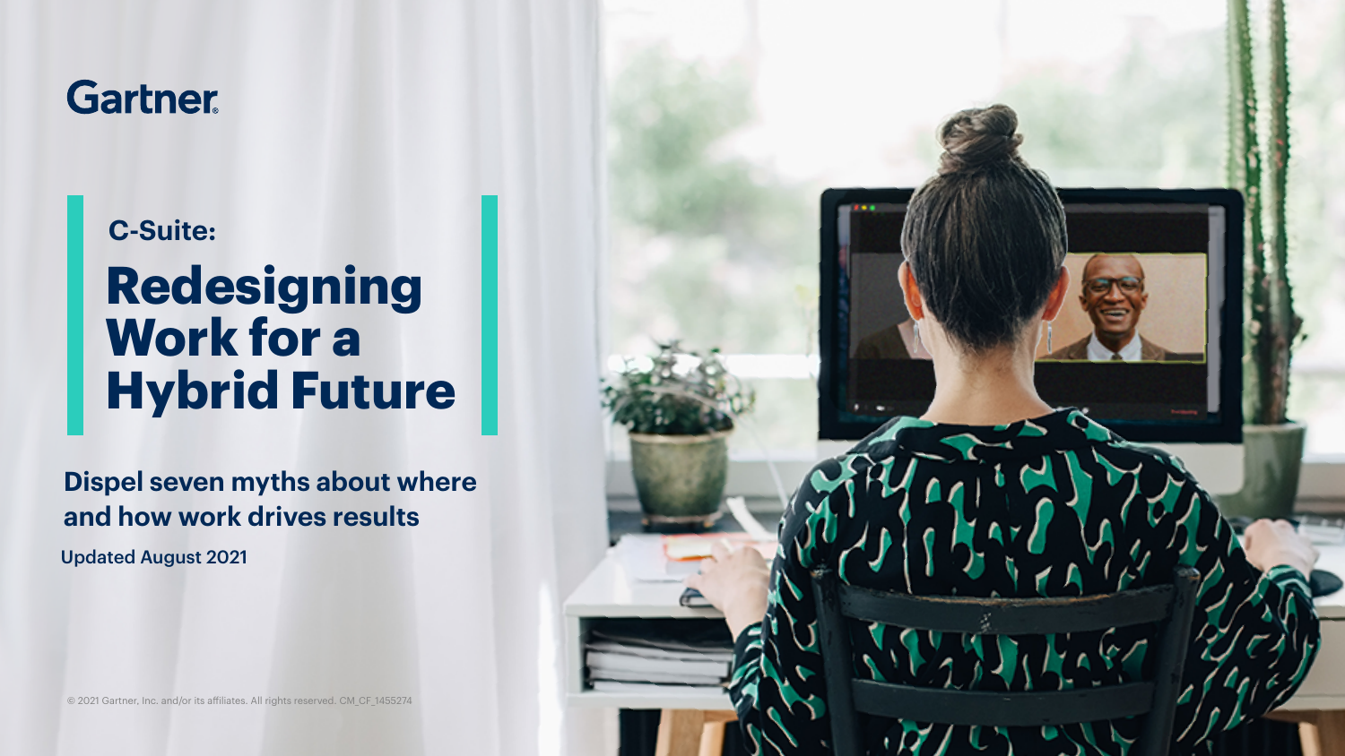Gartner

## C-Suite:

# Redesigning Work for a Hybrid Future

**Dispel seven myths about where and how work drives results**

Updated August 2021

© 2021 Gartner, Inc. and/or its affiliates. All rights reserved. CM_CF_1455274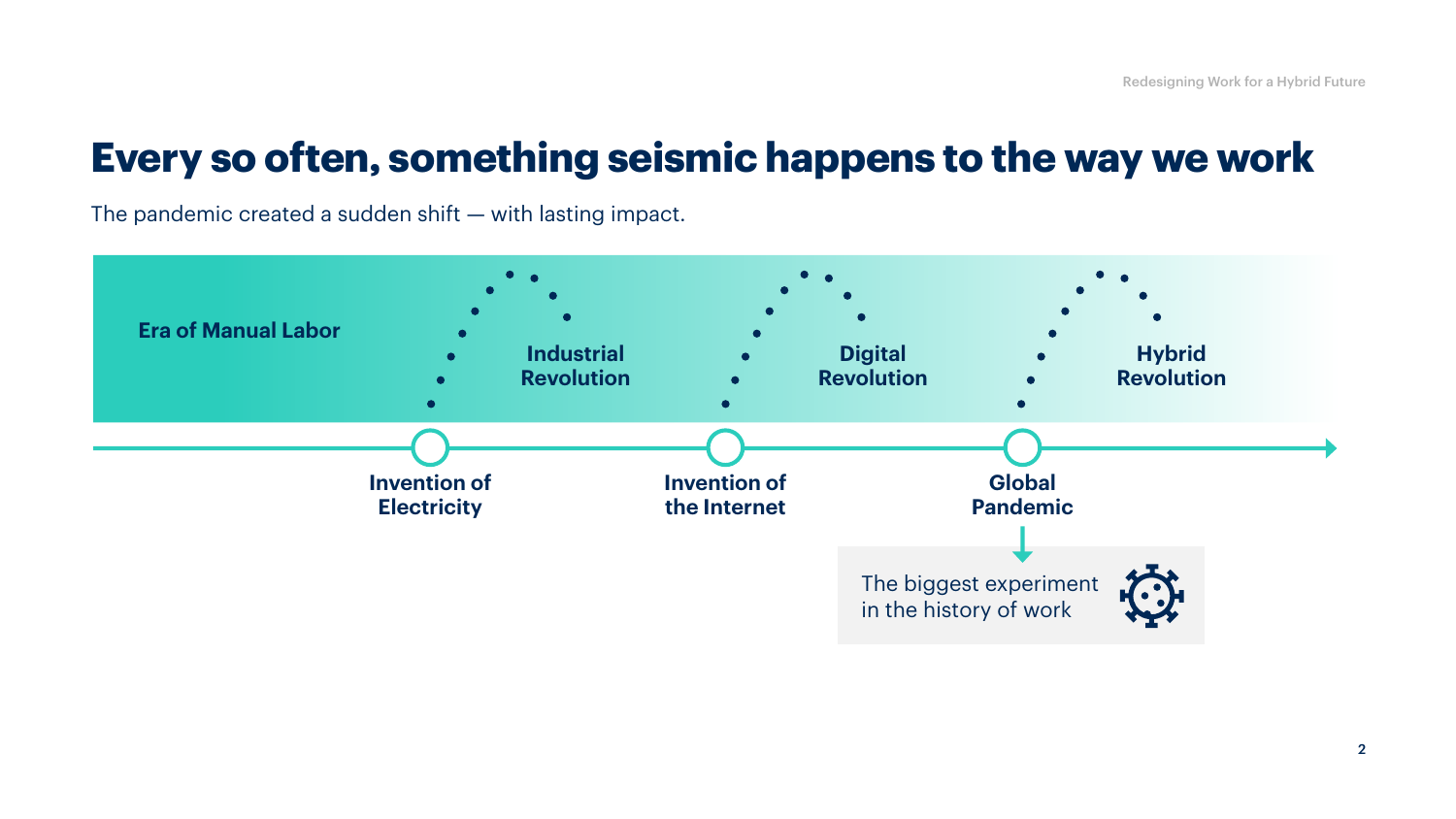# Every so often, something seismic happens to the way we work

The pandemic created a sudden shift — with lasting impact.

**Era of Manual Labor**

**Industrial Revolution**

**Digital Revolution**

**Hybrid Revolution**

**Invention of Electricity**

**Invention of the Internet**

**Global Pandemic**

The biggest experiment in the history of work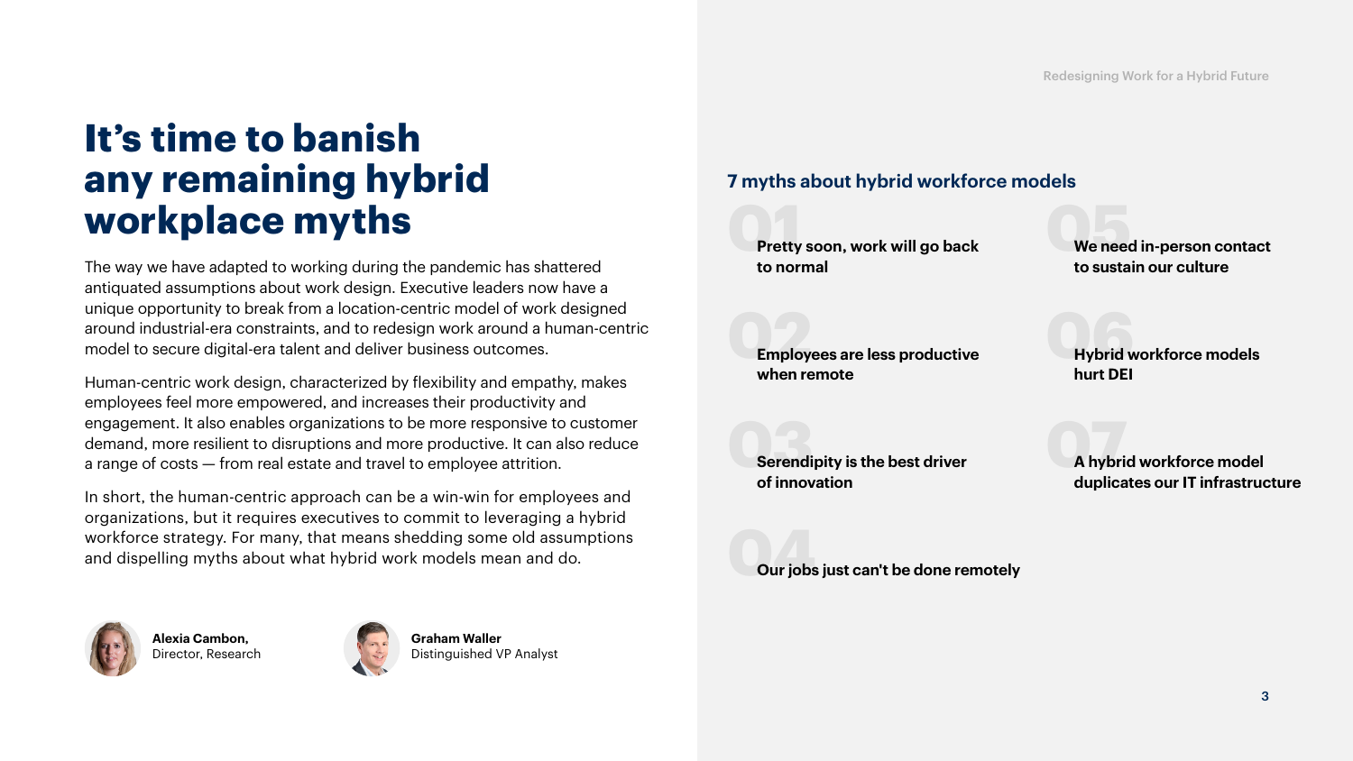# It's time to banish any remaining hybrid workplace myths

The way we have adapted to working during the pandemic has shattered antiquated assumptions about work design. Executive leaders now have a unique opportunity to break from a location-centric model of work designed around industrial-era constraints, and to redesign work around a human-centric model to secure digital-era talent and deliver business outcomes.

Human-centric work design, characterized by flexibility and empathy, makes employees feel more empowered, and increases their productivity and engagement. It also enables organizations to be more responsive to customer demand, more resilient to disruptions and more productive. It can also reduce a range of costs — from real estate and travel to employee attrition.

In short, the human-centric approach can be a win-win for employees and organizations, but it requires executives to commit to leveraging a hybrid workforce strategy. For many, that means shedding some old assumptions and dispelling myths about what hybrid work models mean and do.

**Alexia Cambon,**
Director, Research

**Graham Waller**
Distinguished VP Analyst

## 7 myths about hybrid workforce models

01 **Pretty soon, work will go back to normal**

02 **Employees are less productive when remote**

03 **Serendipity is the best driver of innovation**

04 **Our jobs just can't be done remotely**

05 **We need in-person contact to sustain our culture**

06 **Hybrid workforce models hurt DEI**

07 **A hybrid workforce model duplicates our IT infrastructure**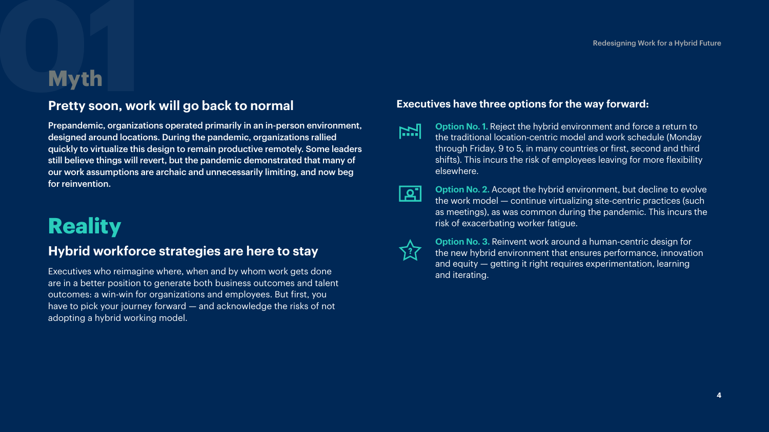# 01 Myth

## Pretty soon, work will go back to normal

**Prepandemic, organizations operated primarily in an in-person environment, designed around locations. During the pandemic, organizations rallied quickly to virtualize this design to remain productive remotely. Some leaders still believe things will revert, but the pandemic demonstrated that many of our work assumptions are archaic and unnecessarily limiting, and now beg for reinvention.**

# Reality

## Hybrid workforce strategies are here to stay

Executives who reimagine where, when and by whom work gets done are in a better position to generate both business outcomes and talent outcomes: a win-win for organizations and employees. But first, you have to pick your journey forward — and acknowledge the risks of not adopting a hybrid working model.

### Executives have three options for the way forward:

**Option No. 1.** Reject the hybrid environment and force a return to the traditional location-centric model and work schedule (Monday through Friday, 9 to 5, in many countries or first, second and third shifts). This incurs the risk of employees leaving for more flexibility elsewhere.

**Option No. 2.** Accept the hybrid environment, but decline to evolve the work model — continue virtualizing site-centric practices (such as meetings), as was common during the pandemic. This incurs the risk of exacerbating worker fatigue.

**Option No. 3.** Reinvent work around a human-centric design for the new hybrid environment that ensures performance, innovation and equity — getting it right requires experimentation, learning and iterating.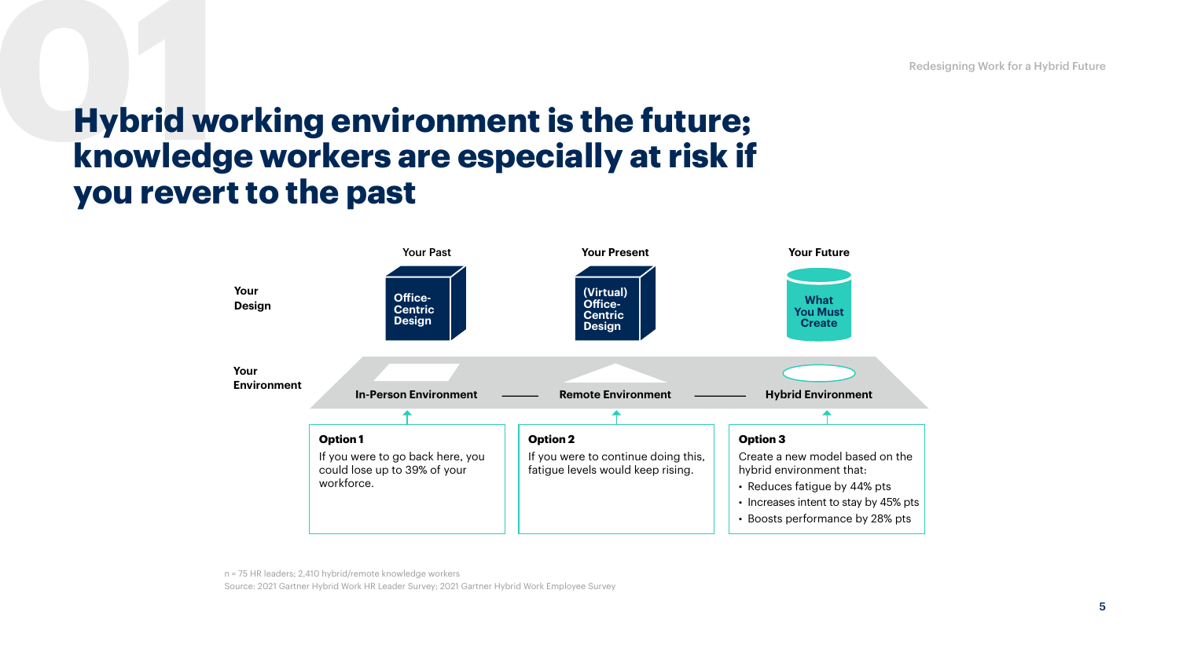# Hybrid working environment is the future; knowledge workers are especially at risk if you revert to the past

| | Your Past | Your Present | Your Future |
|---|---|---|---|
| Your Design | Office-Centric Design | (Virtual) Office-Centric Design | What You Must Create |
| Your Environment | In-Person Environment | Remote Environment | Hybrid Environment |

**Option 1**
If you were to go back here, you could lose up to 39% of your workforce.

**Option 2**
If you were to continue doing this, fatigue levels would keep rising.

**Option 3**
Create a new model based on the hybrid environment that:

- Reduces fatigue by 44% pts
- Increases intent to stay by 45% pts
- Boosts performance by 28% pts

n = 75 HR leaders; 2,410 hybrid/remote knowledge workers

Source: 2021 Gartner Hybrid Work HR Leader Survey; 2021 Gartner Hybrid Work Employee Survey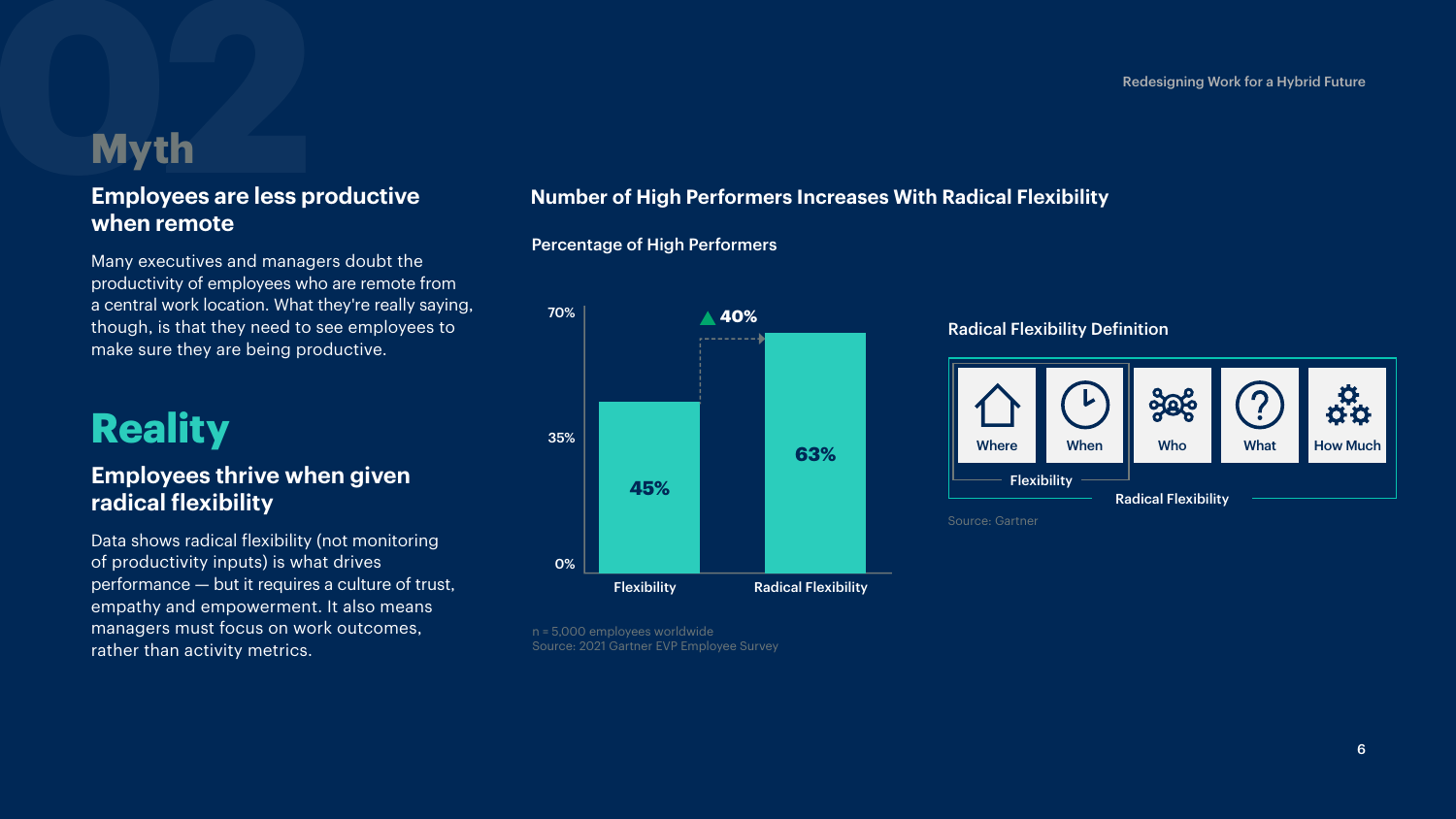02

## Myth

### Employees are less productive when remote

Many executives and managers doubt the productivity of employees who are remote from a central work location. What they're really saying, though, is that they need to see employees to make sure they are being productive.

## Reality

### Employees thrive when given radical flexibility

Data shows radical flexibility (not monitoring of productivity inputs) is what drives performance — but it requires a culture of trust, empathy and empowerment. It also means managers must focus on work outcomes, rather than activity metrics.

### Number of High Performers Increases With Radical Flexibility

Percentage of High Performers

| | Flexibility | Radical Flexibility |
|---|---|---|
| Percentage of High Performers | 45% | 63% |

▲ 40%

n = 5,000 employees worldwide
Source: 2021 Gartner EVP Employee Survey

### Radical Flexibility Definition

- Flexibility: Where, When
- Radical Flexibility: Where, When, Who, What, How Much

Source: Gartner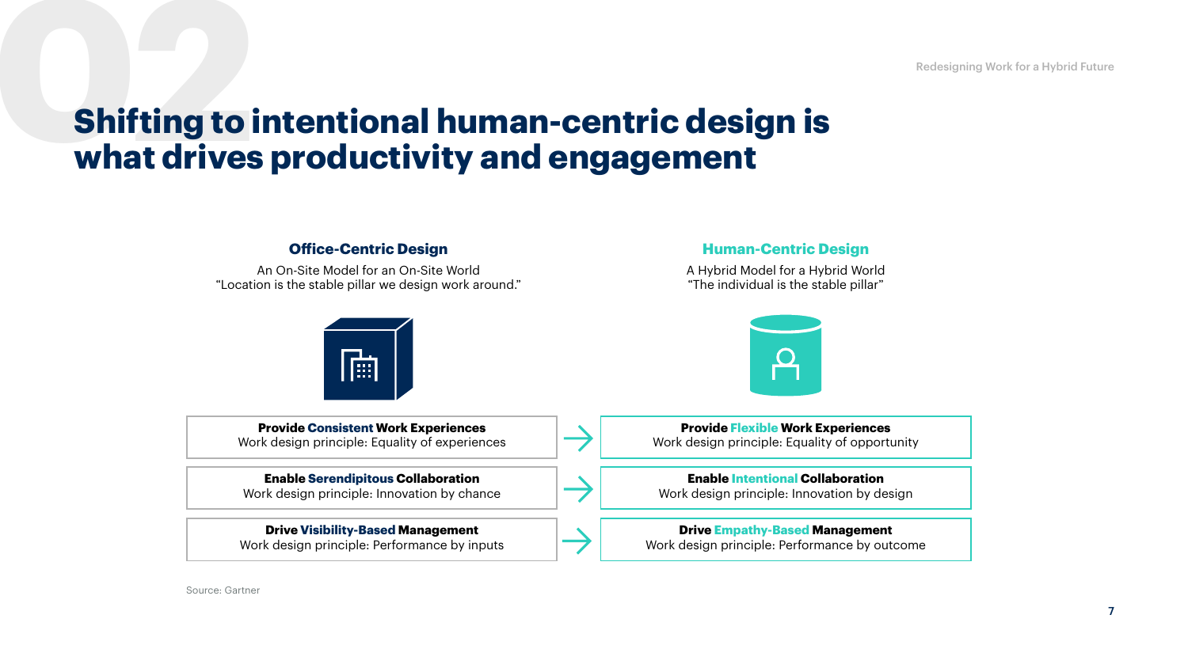# Shifting to intentional human-centric design is what drives productivity and engagement

| **Office-Centric Design**<br>An On-Site Model for an On-Site World<br>"Location is the stable pillar we design work around." | | **Human-Centric Design**<br>A Hybrid Model for a Hybrid World<br>"The individual is the stable pillar" |
|---|---|---|
| **Provide Consistent Work Experiences**<br>Work design principle: Equality of experiences | → | **Provide Flexible Work Experiences**<br>Work design principle: Equality of opportunity |
| **Enable Serendipitous Collaboration**<br>Work design principle: Innovation by chance | → | **Enable Intentional Collaboration**<br>Work design principle: Innovation by design |
| **Drive Visibility-Based Management**<br>Work design principle: Performance by inputs | → | **Drive Empathy-Based Management**<br>Work design principle: Performance by outcome |

Source: Gartner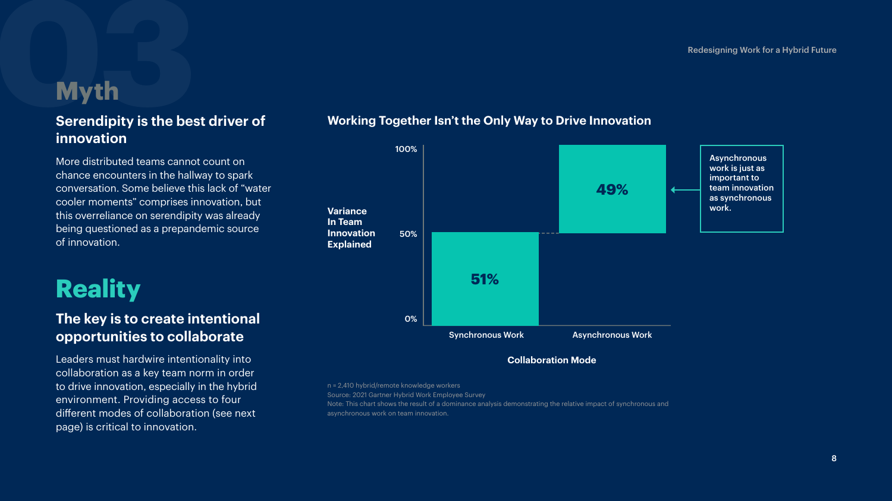# 03 Myth

## Serendipity is the best driver of innovation

More distributed teams cannot count on chance encounters in the hallway to spark conversation. Some believe this lack of "water cooler moments" comprises innovation, but this overreliance on serendipity was already being questioned as a prepandemic source of innovation.

# Reality

## The key is to create intentional opportunities to collaborate

Leaders must hardwire intentionality into collaboration as a key team norm in order to drive innovation, especially in the hybrid environment. Providing access to four different modes of collaboration (see next page) is critical to innovation.

### Working Together Isn't the Only Way to Drive Innovation

| Collaboration Mode | Variance In Team Innovation Explained |
|---|---|
| Synchronous Work | 51% |
| Asynchronous Work | 49% |

Asynchronous work is just as important to team innovation as synchronous work.

n = 2,410 hybrid/remote knowledge workers
Source: 2021 Gartner Hybrid Work Employee Survey
Note: This chart shows the result of a dominance analysis demonstrating the relative impact of synchronous and asynchronous work on team innovation.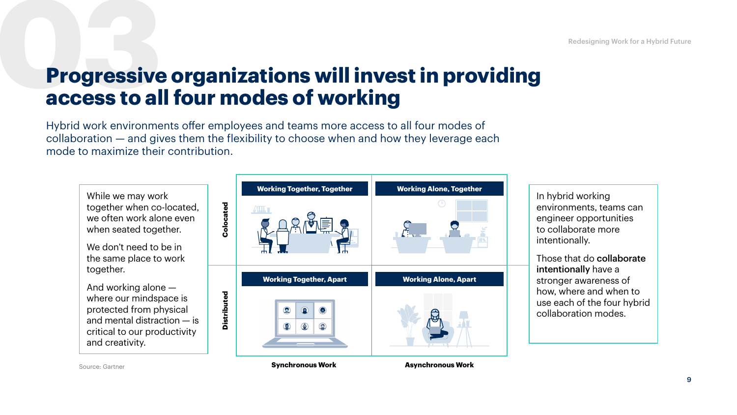# Progressive organizations will invest in providing access to all four modes of working

Hybrid work environments offer employees and teams more access to all four modes of collaboration — and gives them the flexibility to choose when and how they leverage each mode to maximize their contribution.

While we may work together when co-located, we often work alone even when seated together.

We don't need to be in the same place to work together.

And working alone — where our mindspace is protected from physical and mental distraction — is critical to our productivity and creativity.

| | Synchronous Work | Asynchronous Work |
|---|---|---|
| **Colocated** | **Working Together, Together** | **Working Alone, Together** |
| **Distributed** | **Working Together, Apart** | **Working Alone, Apart** |

Source: Gartner

In hybrid working environments, teams can engineer opportunities to collaborate more intentionally.

Those that do **collaborate intentionally** have a stronger awareness of how, where and when to use each of the four hybrid collaboration modes.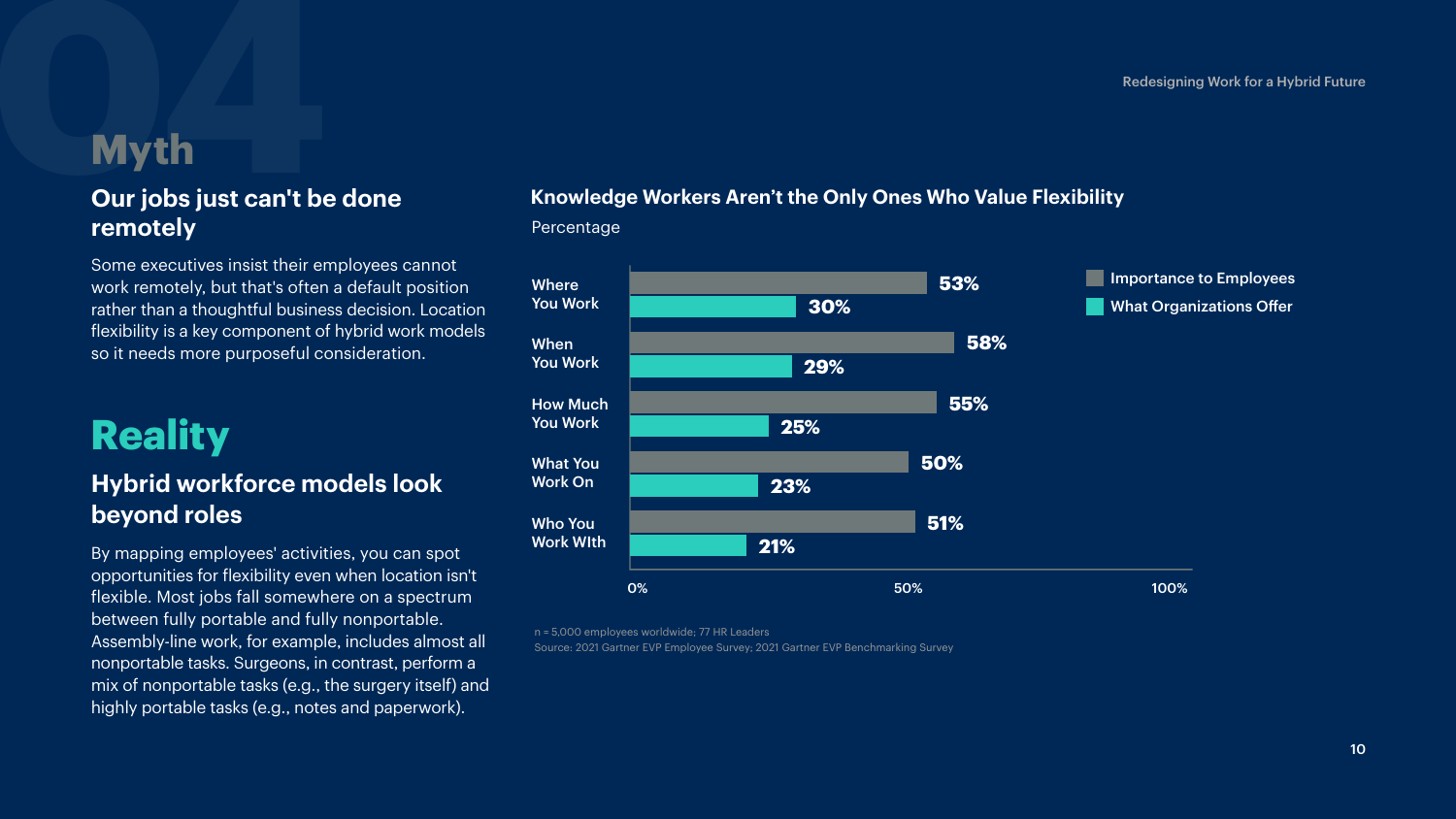# Myth

## Our jobs just can't be done remotely

Some executives insist their employees cannot work remotely, but that's often a default position rather than a thoughtful business decision. Location flexibility is a key component of hybrid work models so it needs more purposeful consideration.

# Reality

## Hybrid workforce models look beyond roles

By mapping employees' activities, you can spot opportunities for flexibility even when location isn't flexible. Most jobs fall somewhere on a spectrum between fully portable and fully nonportable. Assembly-line work, for example, includes almost all nonportable tasks. Surgeons, in contrast, perform a mix of nonportable tasks (e.g., the surgery itself) and highly portable tasks (e.g., notes and paperwork).

### Knowledge Workers Aren't the Only Ones Who Value Flexibility

Percentage

| | Importance to Employees | What Organizations Offer |
| --- | --- | --- |
| Where You Work | 53% | 30% |
| When You Work | 58% | 29% |
| How Much You Work | 55% | 25% |
| What You Work On | 50% | 23% |
| Who You Work With | 51% | 21% |

n = 5,000 employees worldwide; 77 HR Leaders
Source: 2021 Gartner EVP Employee Survey; 2021 Gartner EVP Benchmarking Survey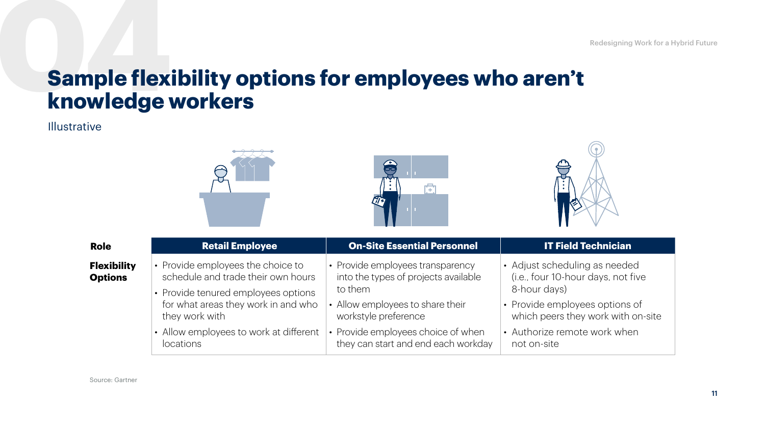# Sample flexibility options for employees who aren't knowledge workers

Illustrative

| Role | Retail Employee | On-Site Essential Personnel | IT Field Technician |
|---|---|---|---|
| **Flexibility Options** | • Provide employees the choice to schedule and trade their own hours<br>• Provide tenured employees options for what areas they work in and who they work with<br>• Allow employees to work at different locations | • Provide employees transparency into the types of projects available to them<br>• Allow employees to share their workstyle preference<br>• Provide employees choice of when they can start and end each workday | • Adjust scheduling as needed (i.e., four 10-hour days, not five 8-hour days)<br>• Provide employees options of which peers they work with on-site<br>• Authorize remote work when not on-site |

Source: Gartner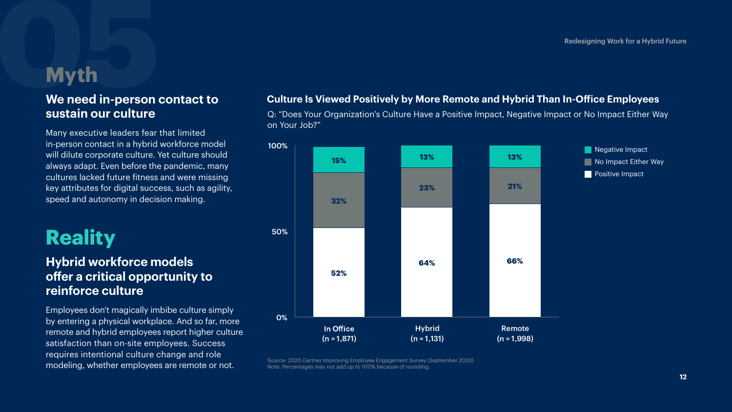## Myth

### We need in-person contact to sustain our culture

Many executive leaders fear that limited in-person contact in a hybrid workforce model will dilute corporate culture. Yet culture should always adapt. Even before the pandemic, many cultures lacked future fitness and were missing key attributes for digital success, such as agility, speed and autonomy in decision making.

## Reality

### Hybrid workforce models offer a critical opportunity to reinforce culture

Employees don't magically imbibe culture simply by entering a physical workplace. And so far, more remote and hybrid employees report higher culture satisfaction than on-site employees. Success requires intentional culture change and role modeling, whether employees are remote or not.

**Culture Is Viewed Positively by More Remote and Hybrid Than In-Office Employees**

Q: "Does Your Organization's Culture Have a Positive Impact, Negative Impact or No Impact Either Way on Your Job?"

| | In Office (n = 1,871) | Hybrid (n = 1,131) | Remote (n = 1,998) |
|---|---|---|---|
| Negative Impact | 15% | 13% | 13% |
| No Impact Either Way | 32% | 23% | 21% |
| Positive Impact | 52% | 64% | 66% |

Source: 2020 Gartner Improving Employee Engagement Survey (September 2020)
Note: Percentages may not add up to 100% because of rounding.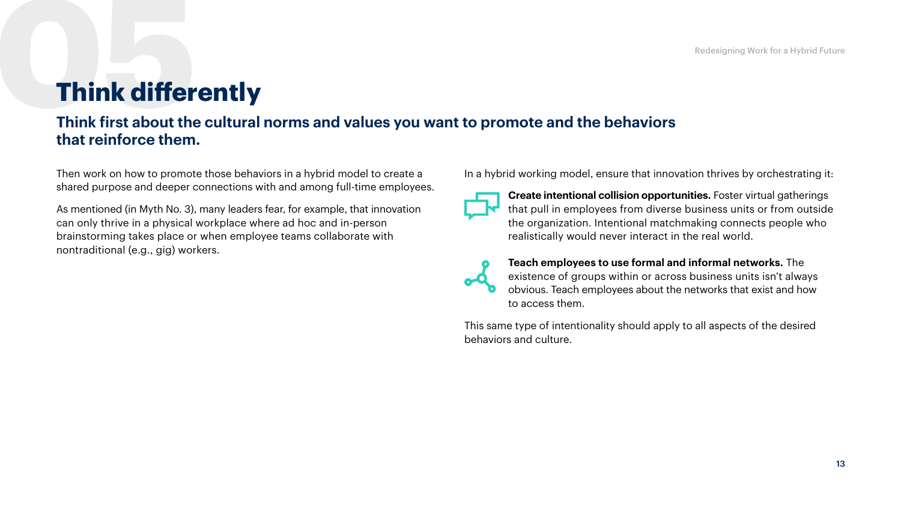# Think differently

## Think first about the cultural norms and values you want to promote and the behaviors that reinforce them.

Then work on how to promote those behaviors in a hybrid model to create a shared purpose and deeper connections with and among full-time employees.

As mentioned (in Myth No. 3), many leaders fear, for example, that innovation can only thrive in a physical workplace where ad hoc and in-person brainstorming takes place or when employee teams collaborate with nontraditional (e.g., gig) workers.

In a hybrid working model, ensure that innovation thrives by orchestrating it:

- **Create intentional collision opportunities.** Foster virtual gatherings that pull in employees from diverse business units or from outside the organization. Intentional matchmaking connects people who realistically would never interact in the real world.
- **Teach employees to use formal and informal networks.** The existence of groups within or across business units isn't always obvious. Teach employees about the networks that exist and how to access them.

This same type of intentionality should apply to all aspects of the desired behaviors and culture.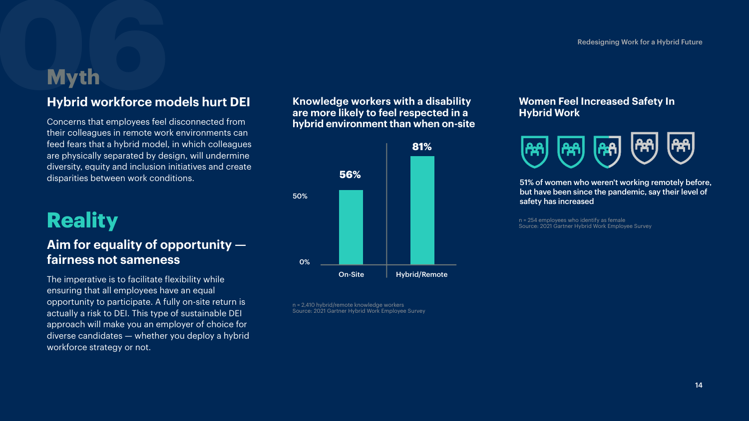# 06 Myth

## Hybrid workforce models hurt DEI

Concerns that employees feel disconnected from their colleagues in remote work environments can feed fears that a hybrid model, in which colleagues are physically separated by design, will undermine diversity, equity and inclusion initiatives and create disparities between work conditions.

# Reality

## Aim for equality of opportunity — fairness not sameness

The imperative is to facilitate flexibility while ensuring that all employees have an equal opportunity to participate. A fully on-site return is actually a risk to DEI. This type of sustainable DEI approach will make you an employer of choice for diverse candidates — whether you deploy a hybrid workforce strategy or not.

### Knowledge workers with a disability are more likely to feel respected in a hybrid environment than when on-site

| | On-Site | Hybrid/Remote |
|---|---|---|
| Share | 56% | 81% |

n = 2,410 hybrid/remote knowledge workers
Source: 2021 Gartner Hybrid Work Employee Survey

### Women Feel Increased Safety In Hybrid Work

51% of women who weren't working remotely before, but have been since the pandemic, say their level of safety has increased

n = 254 employees who identify as female
Source: 2021 Gartner Hybrid Work Employee Survey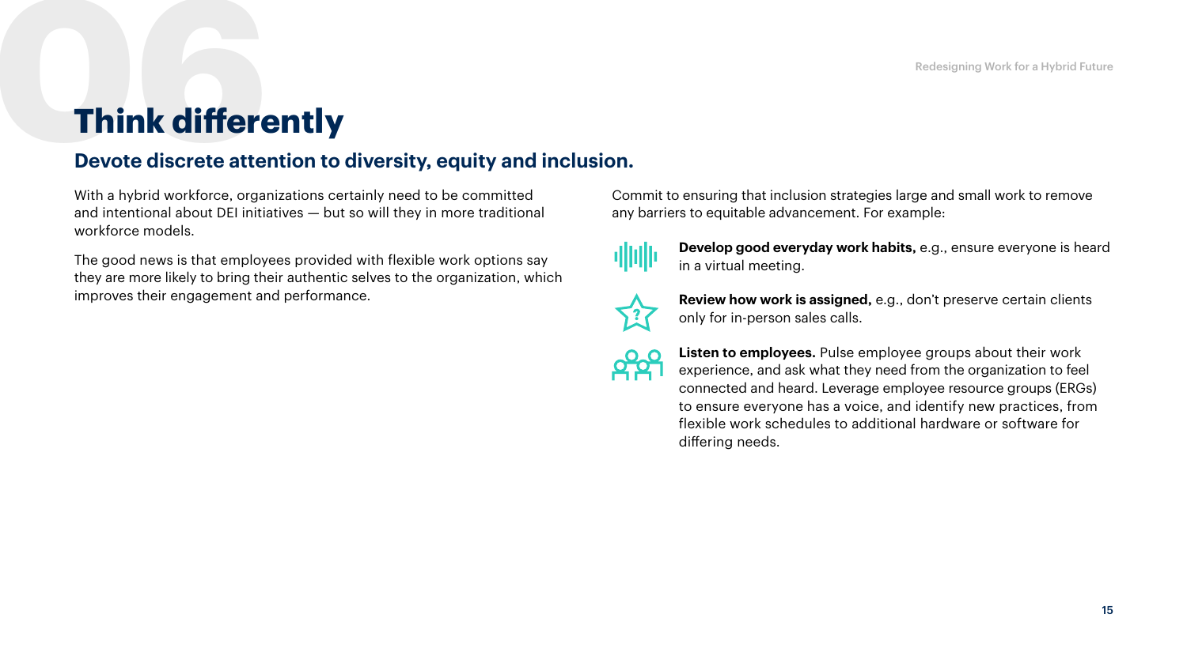# 06 Think differently

## Devote discrete attention to diversity, equity and inclusion.

With a hybrid workforce, organizations certainly need to be committed and intentional about DEI initiatives — but so will they in more traditional workforce models.

The good news is that employees provided with flexible work options say they are more likely to bring their authentic selves to the organization, which improves their engagement and performance.

Commit to ensuring that inclusion strategies large and small work to remove any barriers to equitable advancement. For example:

- **Develop good everyday work habits,** e.g., ensure everyone is heard in a virtual meeting.
- **Review how work is assigned,** e.g., don't preserve certain clients only for in-person sales calls.
- **Listen to employees.** Pulse employee groups about their work experience, and ask what they need from the organization to feel connected and heard. Leverage employee resource groups (ERGs) to ensure everyone has a voice, and identify new practices, from flexible work schedules to additional hardware or software for differing needs.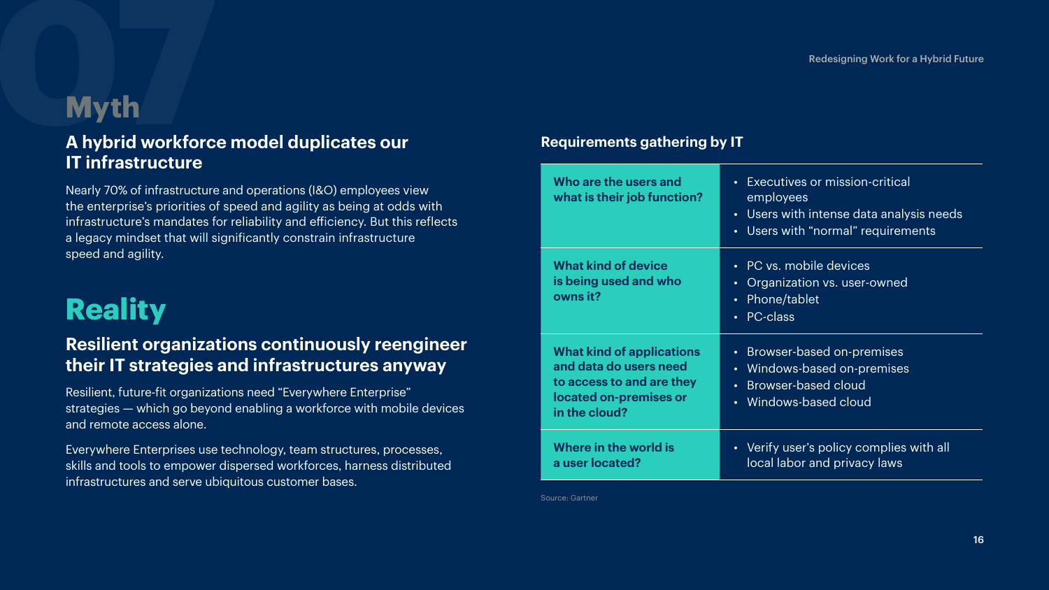# Myth

## A hybrid workforce model duplicates our IT infrastructure

Nearly 70% of infrastructure and operations (I&O) employees view the enterprise's priorities of speed and agility as being at odds with infrastructure's mandates for reliability and efficiency. But this reflects a legacy mindset that will significantly constrain infrastructure speed and agility.

# Reality

## Resilient organizations continuously reengineer their IT strategies and infrastructures anyway

Resilient, future-fit organizations need "Everywhere Enterprise" strategies — which go beyond enabling a workforce with mobile devices and remote access alone.

Everywhere Enterprises use technology, team structures, processes, skills and tools to empower dispersed workforces, harness distributed infrastructures and serve ubiquitous customer bases.

### Requirements gathering by IT

| Question | Considerations |
| --- | --- |
| **Who are the users and what is their job function?** | • Executives or mission-critical employees<br>• Users with intense data analysis needs<br>• Users with "normal" requirements |
| **What kind of device is being used and who owns it?** | • PC vs. mobile devices<br>• Organization vs. user-owned<br>• Phone/tablet<br>• PC-class |
| **What kind of applications and data do users need to access to and are they located on-premises or in the cloud?** | • Browser-based on-premises<br>• Windows-based on-premises<br>• Browser-based cloud<br>• Windows-based cloud |
| **Where in the world is a user located?** | • Verify user's policy complies with all local labor and privacy laws |

Source: Gartner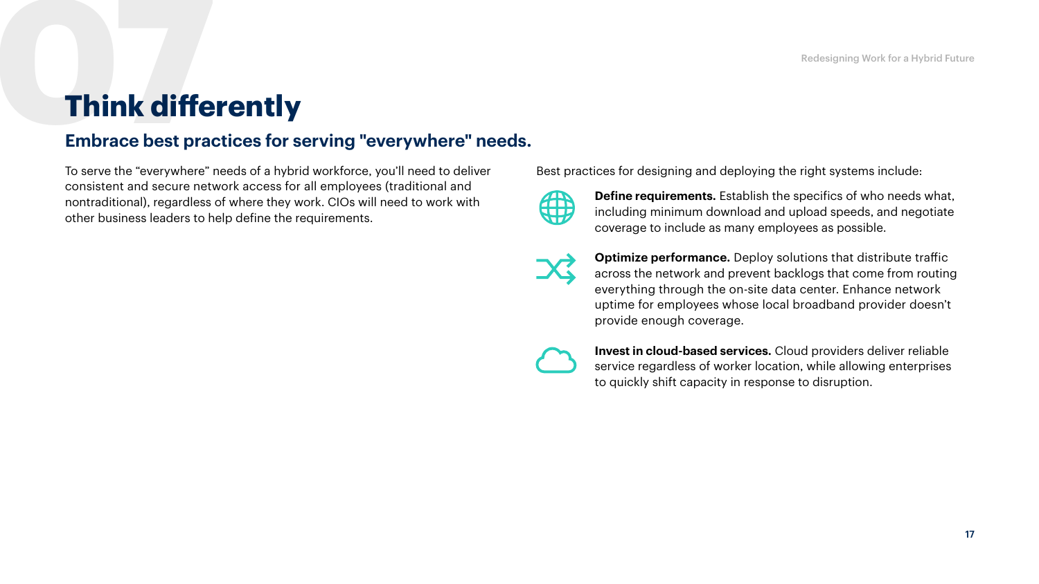# Think differently

## Embrace best practices for serving "everywhere" needs.

To serve the “everywhere” needs of a hybrid workforce, you’ll need to deliver consistent and secure network access for all employees (traditional and nontraditional), regardless of where they work. CIOs will need to work with other business leaders to help define the requirements.

Best practices for designing and deploying the right systems include:

**Define requirements.** Establish the specifics of who needs what, including minimum download and upload speeds, and negotiate coverage to include as many employees as possible.

**Optimize performance.** Deploy solutions that distribute traffic across the network and prevent backlogs that come from routing everything through the on-site data center. Enhance network uptime for employees whose local broadband provider doesn’t provide enough coverage.

**Invest in cloud-based services.** Cloud providers deliver reliable service regardless of worker location, while allowing enterprises to quickly shift capacity in response to disruption.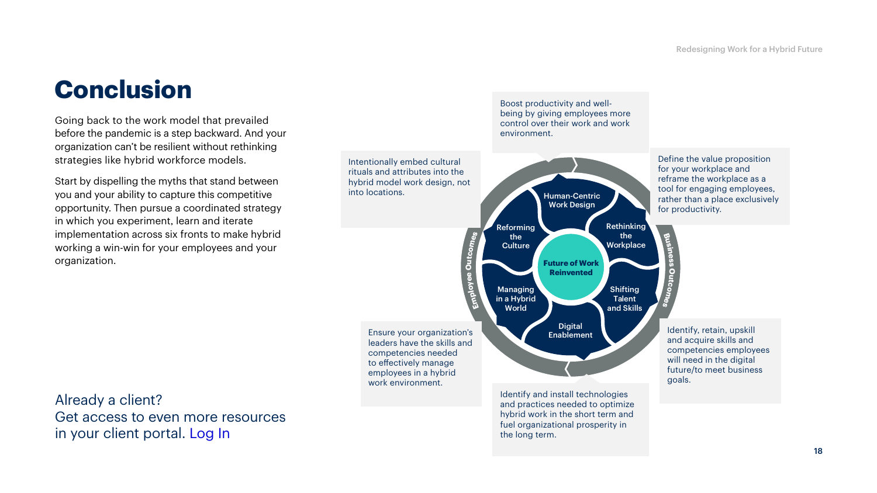# Conclusion

Going back to the work model that prevailed before the pandemic is a step backward. And your organization can't be resilient without rethinking strategies like hybrid workforce models.

Start by dispelling the myths that stand between you and your ability to capture this competitive opportunity. Then pursue a coordinated strategy in which you experiment, learn and iterate implementation across six fronts to make hybrid working a win-win for your employees and your organization.

Boost productivity and well-being by giving employees more control over their work and work environment.

Intentionally embed cultural rituals and attributes into the hybrid model work design, not into locations.

Define the value proposition for your workplace and reframe the workplace as a tool for engaging employees, rather than a place exclusively for productivity.

Human-Centric Work Design

Reforming the Culture

Rethinking the Workplace

Future of Work Reinvented

Employee Outcomes

Business Outcomes

Managing in a Hybrid World

Shifting Talent and Skills

Digital Enablement

Ensure your organization's leaders have the skills and competencies needed to effectively manage employees in a hybrid work environment.

Identify, retain, upskill and acquire skills and competencies employees will need in the digital future/to meet business goals.

Identify and install technologies and practices needed to optimize hybrid work in the short term and fuel organizational prosperity in the long term.

Already a client?
Get access to even more resources in your client portal. Log In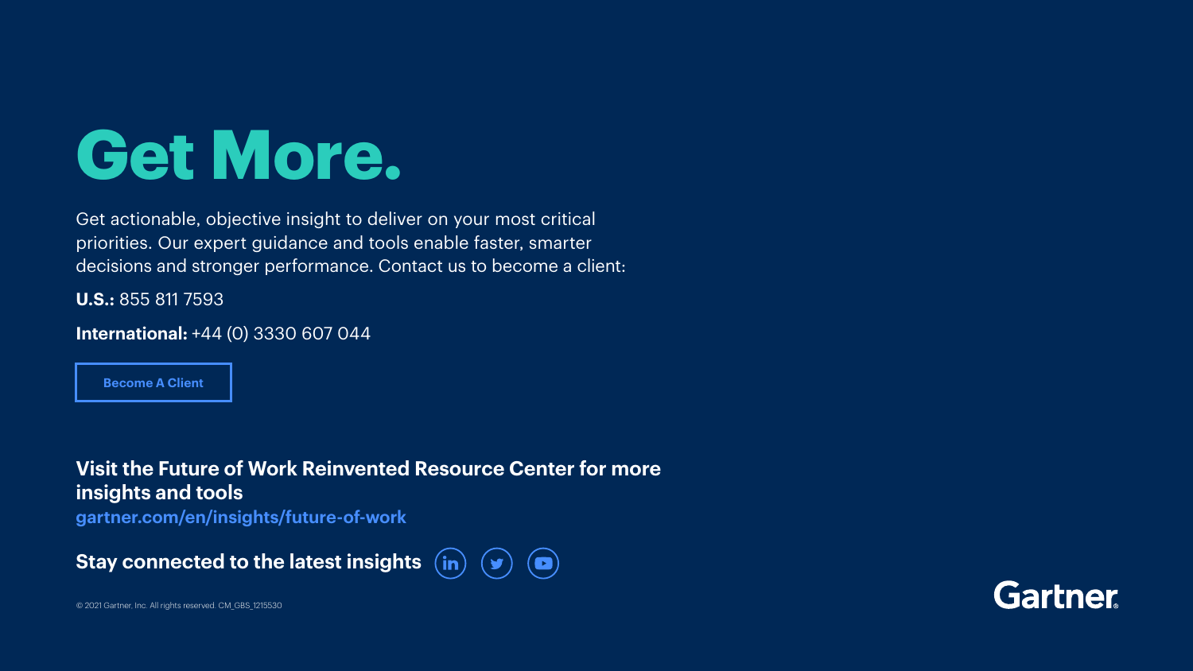# Get More.

Get actionable, objective insight to deliver on your most critical priorities. Our expert guidance and tools enable faster, smarter decisions and stronger performance. Contact us to become a client:

**U.S.:** 855 811 7593

**International:** +44 (0) 3330 607 044

Become A Client

**Visit the Future of Work Reinvented Resource Center for more insights and tools**
gartner.com/en/insights/future-of-work

**Stay connected to the latest insights**

© 2021 Gartner, Inc. All rights reserved. CM_GBS_1215530

Gartner.